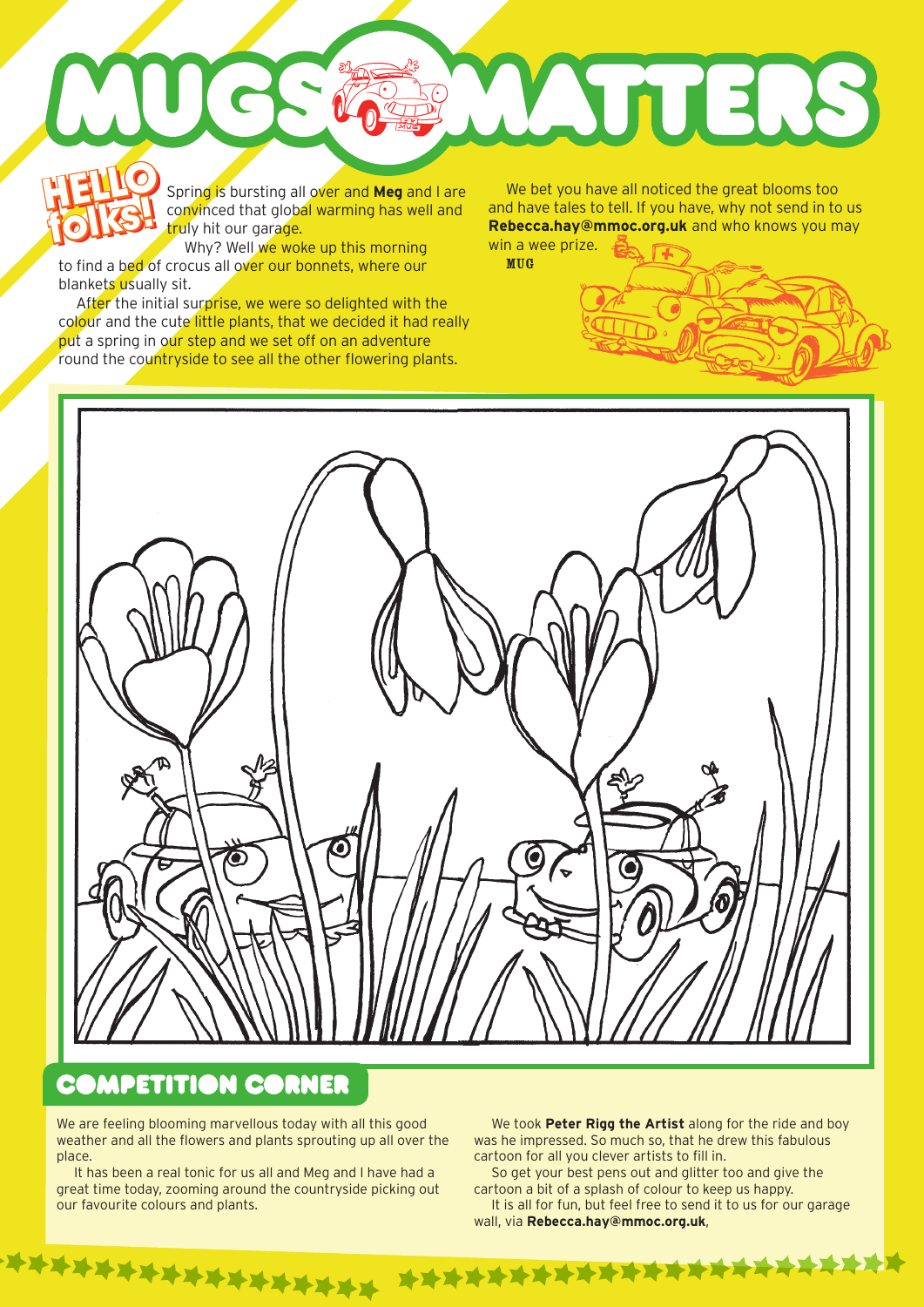# MUGS MATTERS

## HELLO folks!

Spring is bursting all over and **Meg** and I are convinced that global warming has well and truly hit our garage.

Why? Well we woke up this morning to find a bed of crocus all over our bonnets, where our blankets usually sit.

After the initial surprise, we were so delighted with the colour and the cute little plants, that we decided it had really put a spring in our step and we set off on an adventure round the countryside to see all the other flowering plants.

We bet you have all noticed the great blooms too and have tales to tell. If you have, why not send in to us **Rebecca.hay@mmoc.org.uk** and who knows you may win a wee prize.

MUG

## COMPETITION CORNER

We are feeling blooming marvellous today with all this good weather and all the flowers and plants sprouting up all over the place.

It has been a real tonic for us all and Meg and I have had a great time today, zooming around the countryside picking out our favourite colours and plants.

We took **Peter Rigg the Artist** along for the ride and boy was he impressed. So much so, that he drew this fabulous cartoon for all you clever artists to fill in.

So get your best pens out and glitter too and give the cartoon a bit of a splash of colour to keep us happy.

It is all for fun, but feel free to send it to us for our garage wall, via **Rebecca.hay@mmoc.org.uk**,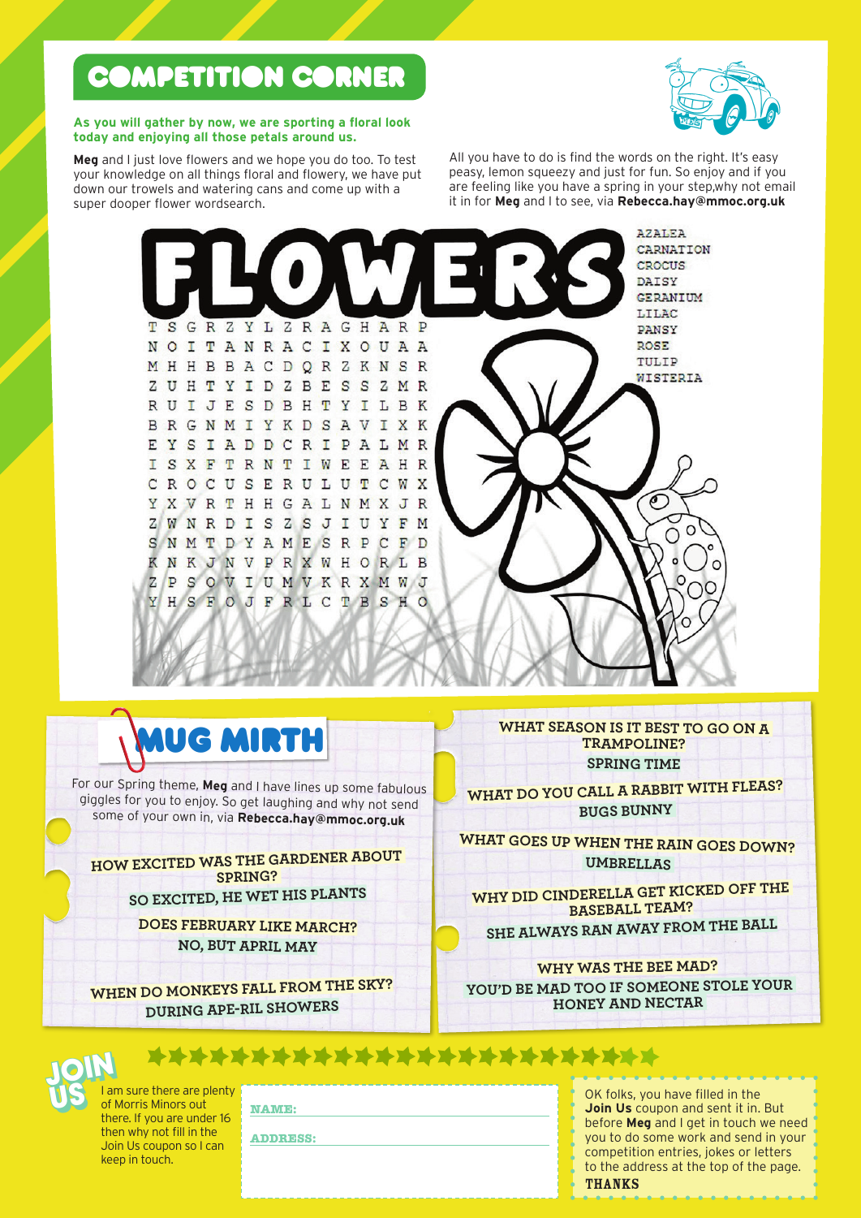# COMPETITION CORNER

**As you will gather by now, we are sporting a floral look today and enjoying all those petals around us.**

**Meg** and I just love flowers and we hope you do too. To test your knowledge on all things floral and flowery, we have put down our trowels and watering cans and come up with a super dooper flower wordsearch.

All you have to do is find the words on the right. It's easy peasy, lemon squeezy and just for fun. So enjoy and if you are feeling like you have a spring in your step,why not email it in for **Meg** and I to see, via **Rebecca.hay@mmoc.org.uk**

## FLOWERS

```
T S G R Z Y L Z R A G H A R P
N O I T A N R A C I X O U A A
M H H B B A C D Q R Z K N S R
Z U H T Y I D Z B E S S Z M R
R U I J E S D B H T Y I L B K
B R G N M I Y K D S A V I X K
E Y S I A D D C R I P A L M R
I S X F T R N T I W E E A H R
C R O C U S E R U L U T C W X
Y X V R T H H G A L N M X J R
Z W N R D I S Z S J I U Y F M
S N M T D Y A M E S R P C F D
K N K J N V P R X W H O R L B
Z P S O V I U M V K R X M W J
Y H S F O J F R L C T B S H O
```

- AZALEA
- CARNATION
- CROCUS
- DAISY
- GERANIUM
- LILAC
- PANSY
- ROSE
- TULIP
- WISTERIA

# MUG MIRTH

For our Spring theme, **Meg** and I have lines up some fabulous giggles for you to enjoy. So get laughing and why not send some of your own in, via **Rebecca.hay@mmoc.org.uk**

**HOW EXCITED WAS THE GARDENER ABOUT SPRING?**
SO EXCITED, HE WET HIS PLANTS

**DOES FEBRUARY LIKE MARCH?**
NO, BUT APRIL MAY

**WHEN DO MONKEYS FALL FROM THE SKY?**
DURING APE-RIL SHOWERS

**WHAT SEASON IS IT BEST TO GO ON A TRAMPOLINE?**
SPRING TIME

**WHAT DO YOU CALL A RABBIT WITH FLEAS?**
BUGS BUNNY

**WHAT GOES UP WHEN THE RAIN GOES DOWN?**
UMBRELLAS

**WHY DID CINDERELLA GET KICKED OFF THE BASEBALL TEAM?**
SHE ALWAYS RAN AWAY FROM THE BALL

**WHY WAS THE BEE MAD?**
YOU'D BE MAD TOO IF SOMEONE STOLE YOUR HONEY AND NECTAR

# JOIN US

I am sure there are plenty of Morris Minors out there. If you are under 16 then why not fill in the Join Us coupon so I can keep in touch.

**NAME:**

**ADDRESS:**

OK folks, you have filled in the **Join Us** coupon and sent it in. But before **Meg** and I get in touch we need you to do some work and send in your competition entries, jokes or letters to the address at the top of the page.
**THANKS**